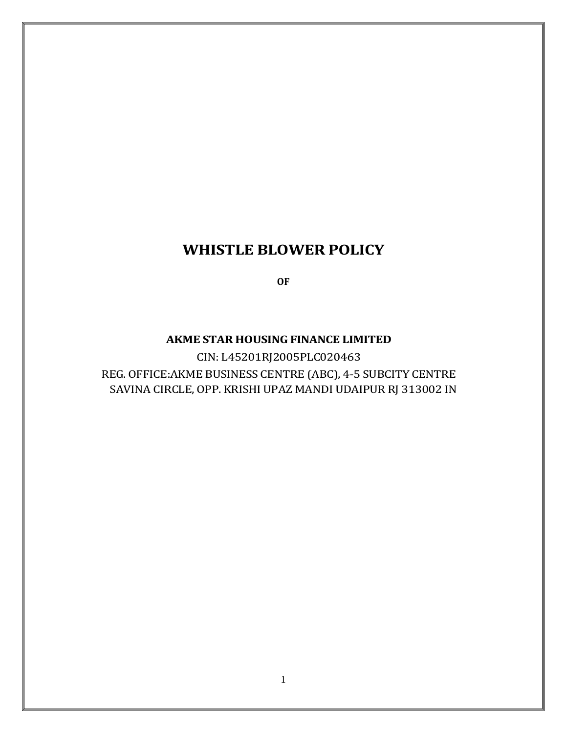# WHISTLE BLOWER POLICY

**OF**

**AKME STAR HOUSING FINANCE LIMITED**

CIN: L45201RJ2005PLC020463

REG. OFFICE:AKME BUSINESS CENTRE (ABC), 4-5 SUBCITY CENTRE SAVINA CIRCLE, OPP. KRISHI UPAZ MANDI UDAIPUR RJ 313002 IN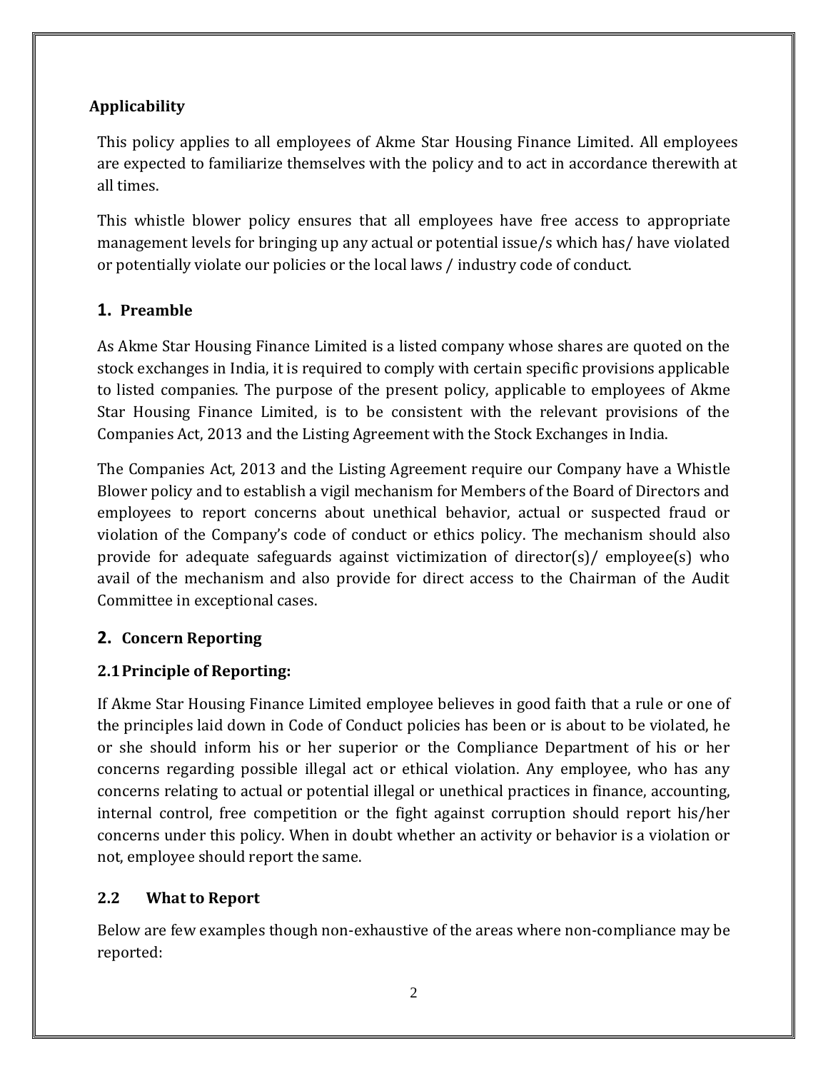## Applicability

This policy applies to all employees of Akme Star Housing Finance Limited. All employees are expected to familiarize themselves with the policy and to act in accordance therewith at all times.

This whistle blower policy ensures that all employees have free access to appropriate management levels for bringing up any actual or potential issue/s which has/ have violated or potentially violate our policies or the local laws / industry code of conduct.

## 1. Preamble

As Akme Star Housing Finance Limited is a listed company whose shares are quoted on the stock exchanges in India, it is required to comply with certain specific provisions applicable to listed companies. The purpose of the present policy, applicable to employees of Akme Star Housing Finance Limited, is to be consistent with the relevant provisions of the Companies Act, 2013 and the Listing Agreement with the Stock Exchanges in India.

The Companies Act, 2013 and the Listing Agreement require our Company have a Whistle Blower policy and to establish a vigil mechanism for Members of the Board of Directors and employees to report concerns about unethical behavior, actual or suspected fraud or violation of the Company's code of conduct or ethics policy. The mechanism should also provide for adequate safeguards against victimization of director(s)/ employee(s) who avail of the mechanism and also provide for direct access to the Chairman of the Audit Committee in exceptional cases.

## 2. Concern Reporting

### 2.1 Principle of Reporting:

If Akme Star Housing Finance Limited employee believes in good faith that a rule or one of the principles laid down in Code of Conduct policies has been or is about to be violated, he or she should inform his or her superior or the Compliance Department of his or her concerns regarding possible illegal act or ethical violation. Any employee, who has any concerns relating to actual or potential illegal or unethical practices in finance, accounting, internal control, free competition or the fight against corruption should report his/her concerns under this policy. When in doubt whether an activity or behavior is a violation or not, employee should report the same.

### 2.2 What to Report

Below are few examples though non-exhaustive of the areas where non-compliance may be reported: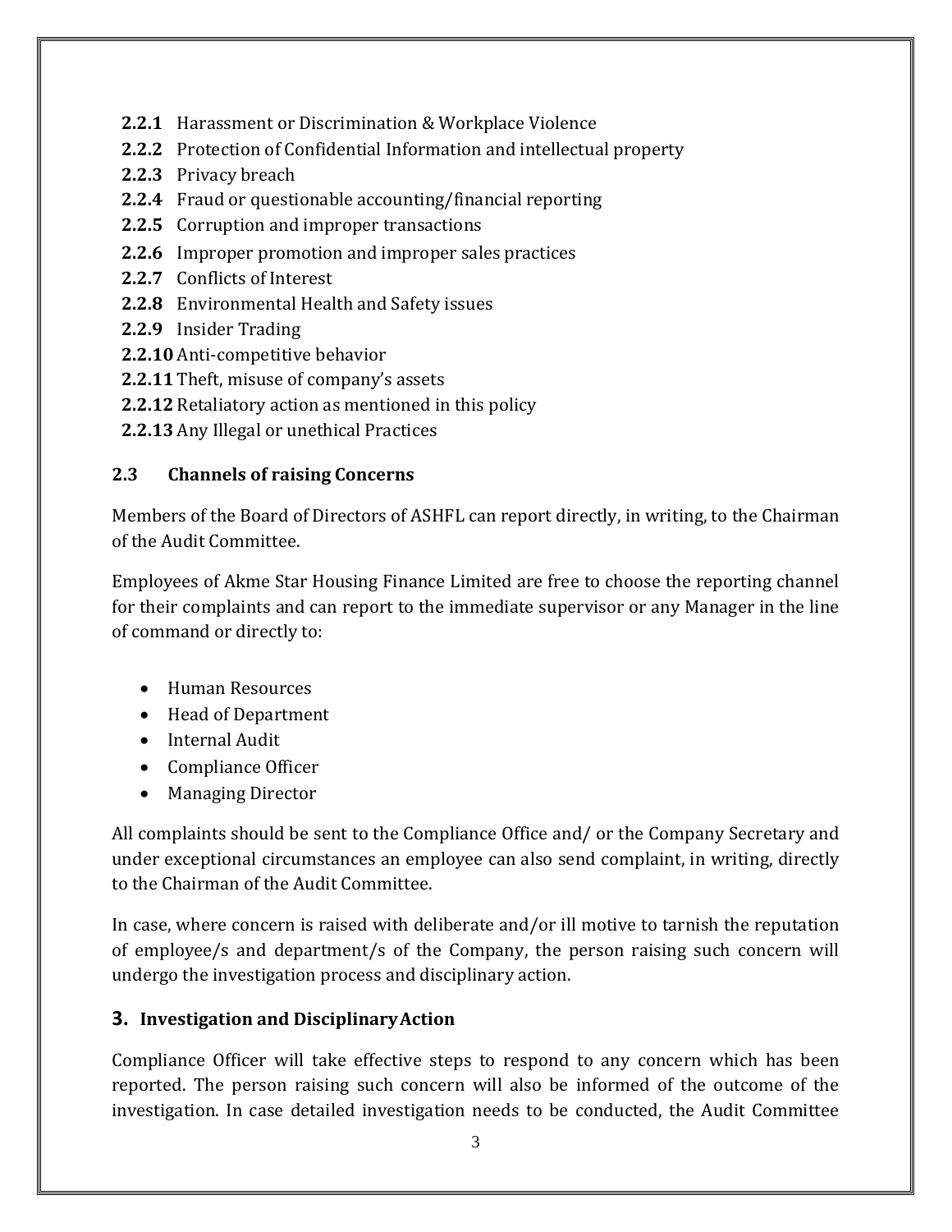- **2.2.1** Harassment or Discrimination & Workplace Violence
- **2.2.2** Protection of Confidential Information and intellectual property
- **2.2.3** Privacy breach
- **2.2.4** Fraud or questionable accounting/financial reporting
- **2.2.5** Corruption and improper transactions
- **2.2.6** Improper promotion and improper sales practices
- **2.2.7** Conflicts of Interest
- **2.2.8** Environmental Health and Safety issues
- **2.2.9** Insider Trading
- **2.2.10** Anti-competitive behavior
- **2.2.11** Theft, misuse of company's assets
- **2.2.12** Retaliatory action as mentioned in this policy
- **2.2.13** Any Illegal or unethical Practices

### 2.3 Channels of raising Concerns

Members of the Board of Directors of ASHFL can report directly, in writing, to the Chairman of the Audit Committee.

Employees of Akme Star Housing Finance Limited are free to choose the reporting channel for their complaints and can report to the immediate supervisor or any Manager in the line of command or directly to:

- Human Resources
- Head of Department
- Internal Audit
- Compliance Officer
- Managing Director

All complaints should be sent to the Compliance Office and/ or the Company Secretary and under exceptional circumstances an employee can also send complaint, in writing, directly to the Chairman of the Audit Committee.

In case, where concern is raised with deliberate and/or ill motive to tarnish the reputation of employee/s and department/s of the Company, the person raising such concern will undergo the investigation process and disciplinary action.

## 3. Investigation and Disciplinary Action

Compliance Officer will take effective steps to respond to any concern which has been reported. The person raising such concern will also be informed of the outcome of the investigation. In case detailed investigation needs to be conducted, the Audit Committee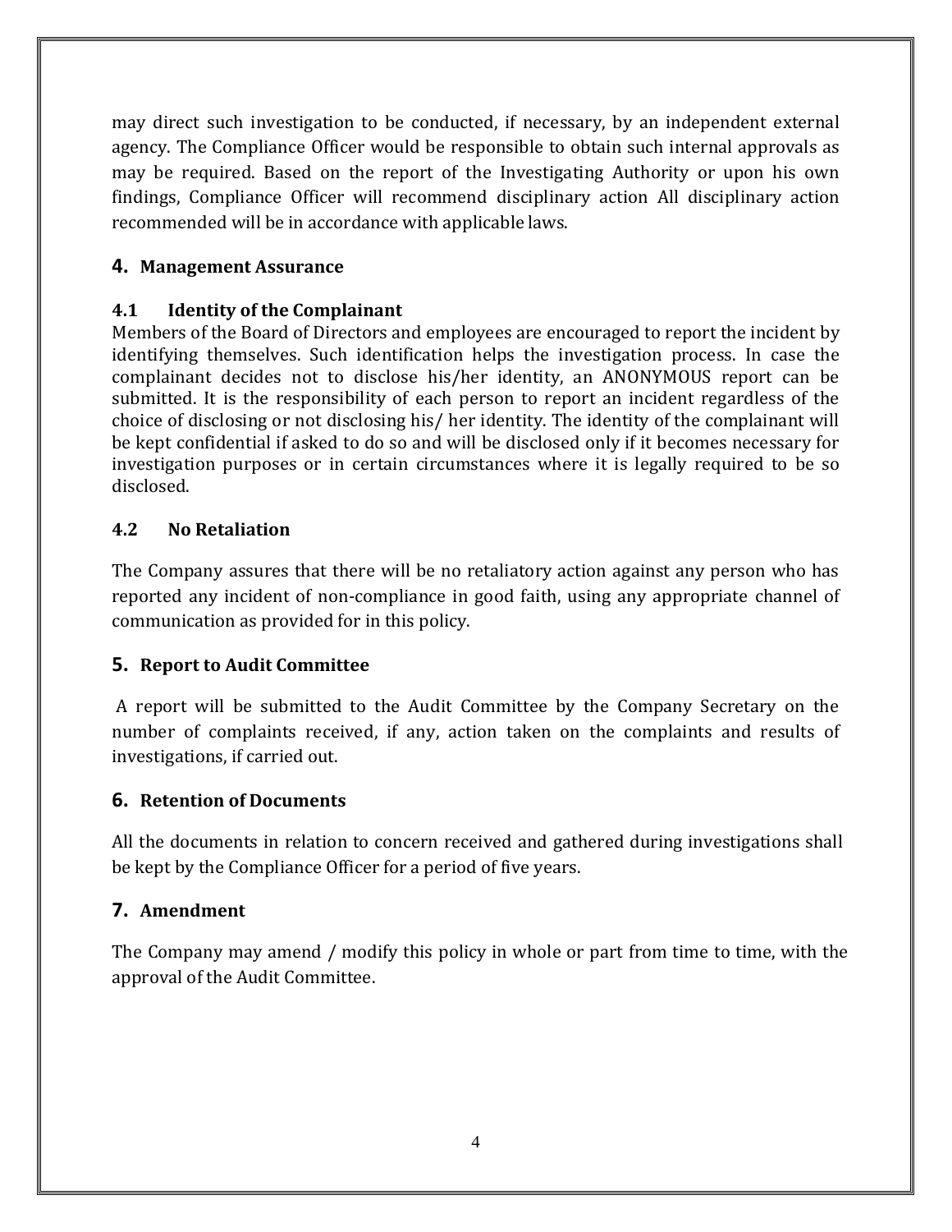may direct such investigation to be conducted, if necessary, by an independent external agency. The Compliance Officer would be responsible to obtain such internal approvals as may be required. Based on the report of the Investigating Authority or upon his own findings, Compliance Officer will recommend disciplinary action All disciplinary action recommended will be in accordance with applicable laws.

## 4. Management Assurance

### 4.1 Identity of the Complainant

Members of the Board of Directors and employees are encouraged to report the incident by identifying themselves. Such identification helps the investigation process. In case the complainant decides not to disclose his/her identity, an ANONYMOUS report can be submitted. It is the responsibility of each person to report an incident regardless of the choice of disclosing or not disclosing his/ her identity. The identity of the complainant will be kept confidential if asked to do so and will be disclosed only if it becomes necessary for investigation purposes or in certain circumstances where it is legally required to be so disclosed.

### 4.2 No Retaliation

The Company assures that there will be no retaliatory action against any person who has reported any incident of non-compliance in good faith, using any appropriate channel of communication as provided for in this policy.

## 5. Report to Audit Committee

A report will be submitted to the Audit Committee by the Company Secretary on the number of complaints received, if any, action taken on the complaints and results of investigations, if carried out.

## 6. Retention of Documents

All the documents in relation to concern received and gathered during investigations shall be kept by the Compliance Officer for a period of five years.

## 7. Amendment

The Company may amend / modify this policy in whole or part from time to time, with the approval of the Audit Committee.